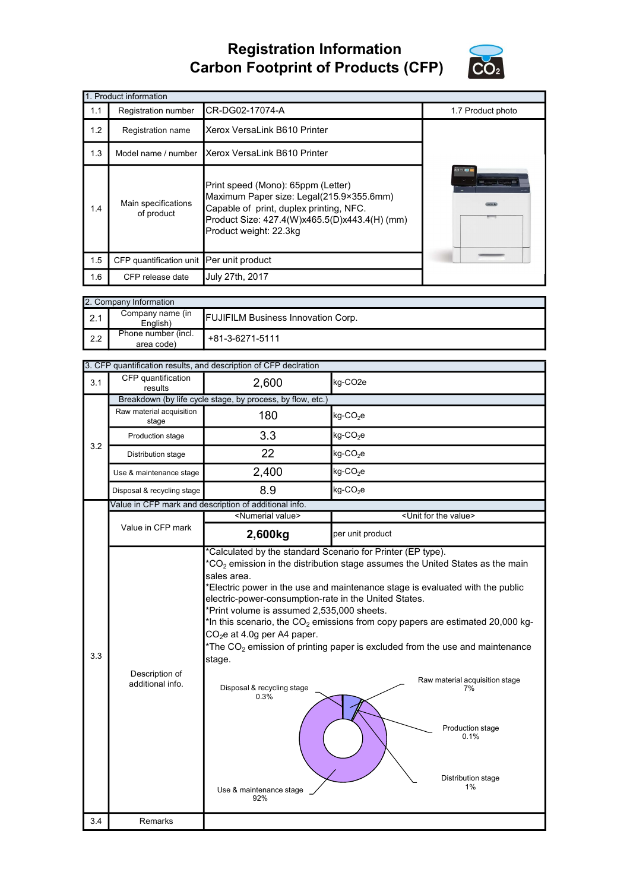# Registration Information
# Carbon Footprint of Products (CFP)

| 1. Product information | | | |
|---|---|---|---|
| 1.1 | Registration number | CR-DG02-17074-A | 1.7 Product photo |
| 1.2 | Registration name | Xerox VersaLink B610 Printer | |
| 1.3 | Model name / number | Xerox VersaLink B610 Printer | |
| 1.4 | Main specifications of product | Print speed (Mono): 65ppm (Letter)<br>Maximum Paper size: Legal(215.9×355.6mm)<br>Capable of print, duplex printing, NFC.<br>Product Size: 427.4(W)x465.5(D)x443.4(H) (mm)<br>Product weight: 22.3kg | |
| 1.5 | CFP quantification unit | Per unit product | |
| 1.6 | CFP release date | July 27th, 2017 | |

| 2. Company Information | | |
|---|---|---|
| 2.1 | Company name (in English) | FUJIFILM Business Innovation Corp. |
| 2.2 | Phone number (incl. area code) | +81-3-6271-5111 |

| 3. CFP quantification results, and description of CFP declration | | | |
|---|---|---|---|
| 3.1 | CFP quantification results | 2,600 | kg-CO2e |
| 3.2 | Breakdown (by life cycle stage, by process, by flow, etc.) | | |
| | Raw material acquisition stage | 180 | kg-$CO_2$e |
| | Production stage | 3.3 | kg-$CO_2$e |
| | Distribution stage | 22 | kg-$CO_2$e |
| | Use & maintenance stage | 2,400 | kg-$CO_2$e |
| | Disposal & recycling stage | 8.9 | kg-$CO_2$e |
| 3.3 | Value in CFP mark and description of additional info. | | |
| | Value in CFP mark | <Numerial value> | <Unit for the value> |
| | | **2,600kg** | per unit product |
| | Description of additional info. | *Calculated by the standard Scenario for Printer (EP type).<br>*$CO_2$ emission in the distribution stage assumes the United States as the main sales area.<br>*Electric power in the use and maintenance stage is evaluated with the public electric-power-consumption-rate in the United States.<br>*Print volume is assumed 2,535,000 sheets.<br>*In this scenario, the $CO_2$ emissions from copy papers are estimated 20,000 kg-$CO_2$e at 4.0g per A4 paper.<br>*The $CO_2$ emission of printing paper is excluded from the use and maintenance stage. | |
| 3.4 | Remarks | | |

Raw material acquisition stage 7%
Production stage 0.1%
Distribution stage 1%
Use & maintenance stage 92%
Disposal & recycling stage 0.3%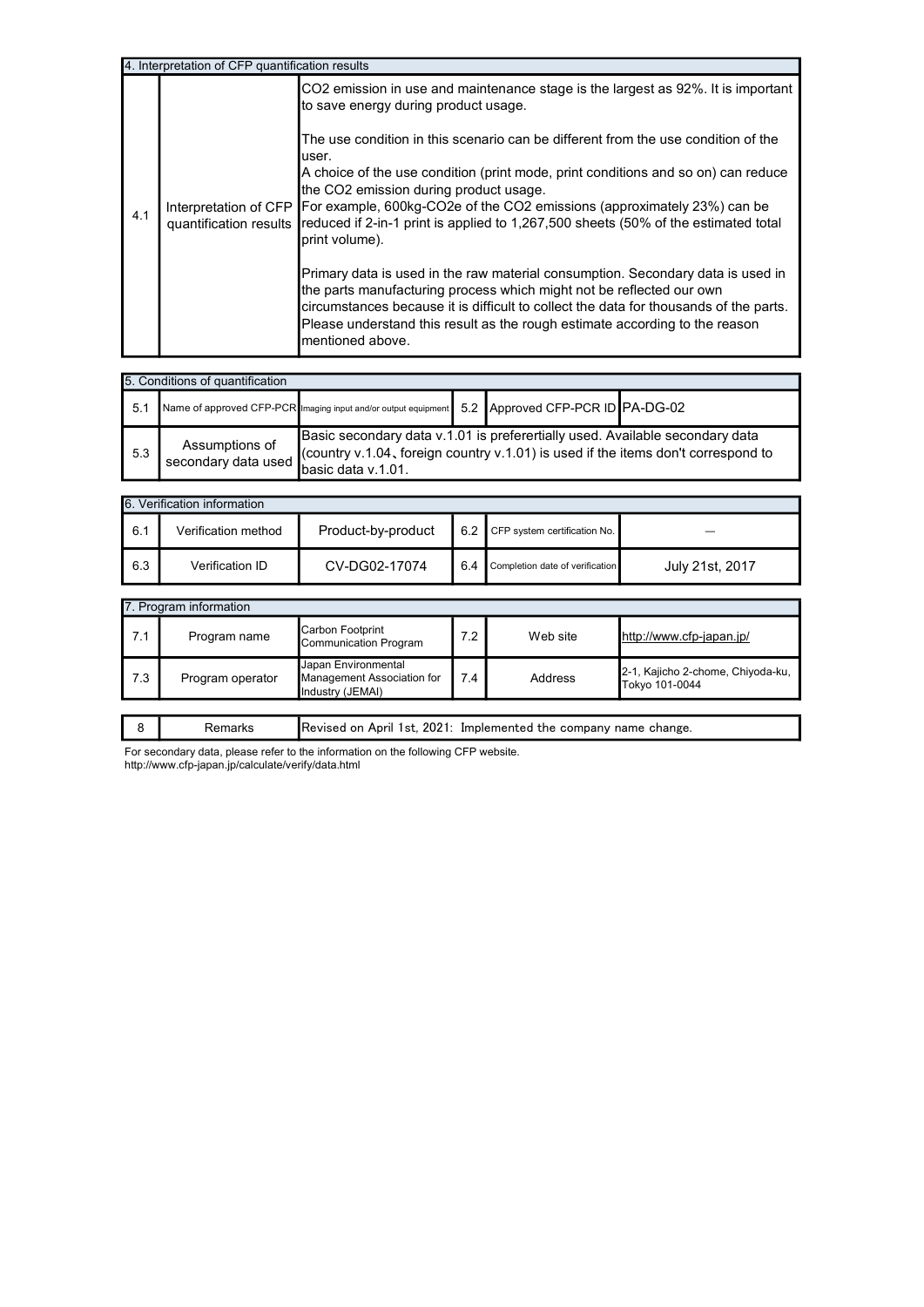## 4. Interpretation of CFP quantification results

| | | |
|---|---|---|
| 4.1 | Interpretation of CFP quantification results | $CO_2$ emission in use and maintenance stage is the largest as 92%. It is important to save energy during product usage.<br><br>The use condition in this scenario can be different from the use condition of the user.<br>A choice of the use condition (print mode, print conditions and so on) can reduce the $CO_2$ emission during product usage.<br>For example, 600kg-$CO_2$e of the $CO_2$ emissions (approximately 23%) can be reduced if 2-in-1 print is applied to 1,267,500 sheets (50% of the estimated total print volume).<br><br>Primary data is used in the raw material consumption. Secondary data is used in the parts manufacturing process which might not be reflected our own circumstances because it is difficult to collect the data for thousands of the parts. Please understand this result as the rough estimate according to the reason mentioned above. |

## 5. Conditions of quantification

| | | | | | |
|---|---|---|---|---|---|
| 5.1 | Name of approved CFP-PCR | Imaging input and/or output equipment | 5.2 | Approved CFP-PCR ID | PA-DG-02 |
| 5.3 | Assumptions of secondary data used | Basic secondary data v.1.01 is preferertially used. Available secondary data (country v.1.04、foreign country v.1.01) is used if the items don't correspond to basic data v.1.01. | | | |

## 6. Verification information

| | | | | | |
|---|---|---|---|---|---|
| 6.1 | Verification method | Product-by-product | 6.2 | CFP system certification No. | — |
| 6.3 | Verification ID | CV-DG02-17074 | 6.4 | Completion date of verification | July 21st, 2017 |

## 7. Program information

| | | | | | |
|---|---|---|---|---|---|
| 7.1 | Program name | Carbon Footprint Communication Program | 7.2 | Web site | http://www.cfp-japan.jp/ |
| 7.3 | Program operator | Japan Environmental Management Association for Industry (JEMAI) | 7.4 | Address | 2-1, Kajicho 2-chome, Chiyoda-ku, Tokyo 101-0044 |

| | | |
|---|---|---|
| 8 | Remarks | Revised on April 1st, 2021: Implemented the company name change. |

For secondary data, please refer to the information on the following CFP website.
http://www.cfp-japan.jp/calculate/verify/data.html